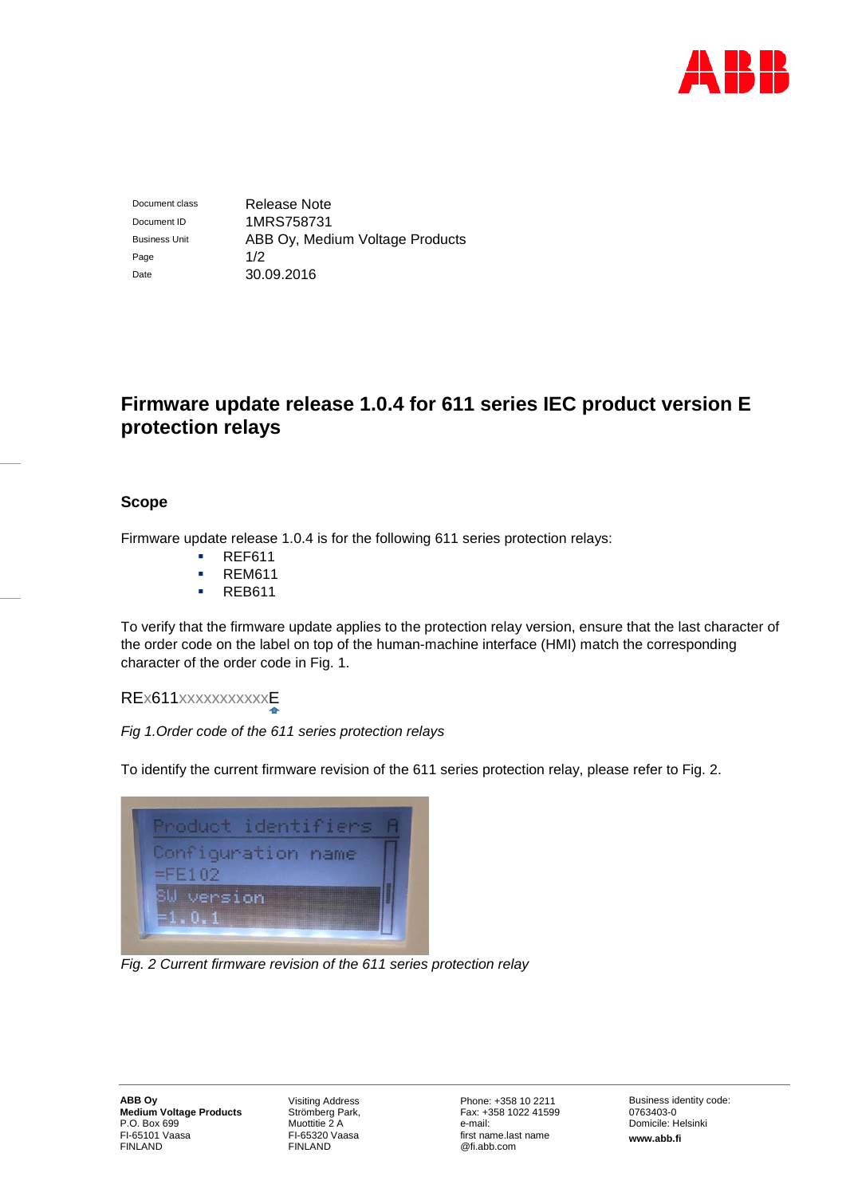| Document class | Release Note |
| --- | --- |
| Document ID | 1MRS758731 |
| Business Unit | ABB Oy, Medium Voltage Products |
| Page | 1/2 |
| Date | 30.09.2016 |

# Firmware update release 1.0.4 for 611 series IEC product version E protection relays

## Scope

Firmware update release 1.0.4 is for the following 611 series protection relays:

- REF611
- REM611
- REB611

To verify that the firmware update applies to the protection relay version, ensure that the last character of the order code on the label on top of the human-machine interface (HMI) match the corresponding character of the order code in Fig. 1.

REX611XXXXXXXXXXXE

*Fig 1.Order code of the 611 series protection relays*

To identify the current firmware revision of the 611 series protection relay, please refer to Fig. 2.

*Fig. 2 Current firmware revision of the 611 series protection relay*

**ABB Oy**
**Medium Voltage Products**
P.O. Box 699
FI-65101 Vaasa
FINLAND

Visiting Address
Strömberg Park,
Muottitie 2 A
FI-65320 Vaasa
FINLAND

Phone: +358 10 2211
Fax: +358 1022 41599
e-mail:
first name.last name
@fi.abb.com

Business identity code:
0763403-0
Domicile: Helsinki
**www.abb.fi**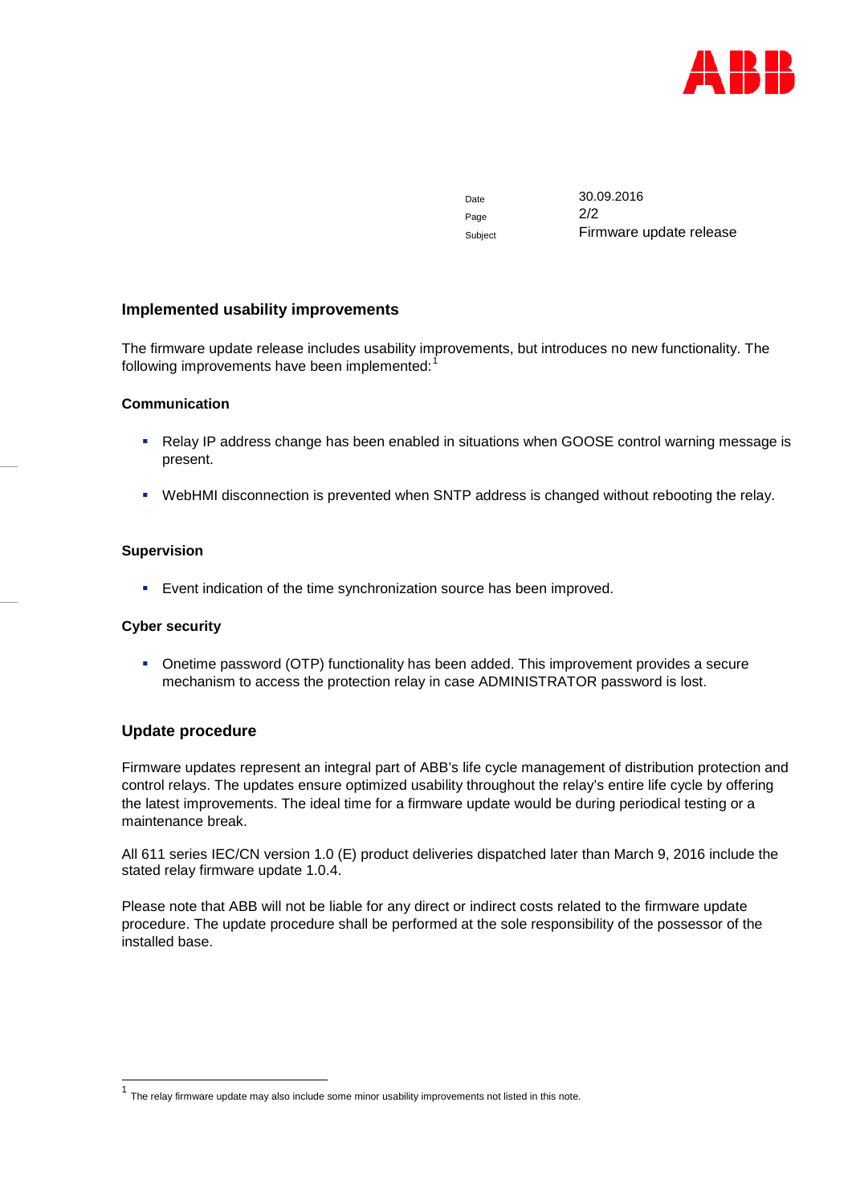| | |
|---|---|
| Date | 30.09.2016 |
| Subject | Firmware update release |

## Implemented usability improvements

The firmware update release includes usability improvements, but introduces no new functionality. The following improvements have been implemented:[1]

### Communication

- Relay IP address change has been enabled in situations when GOOSE control warning message is present.
- WebHMI disconnection is prevented when SNTP address is changed without rebooting the relay.

### Supervision

- Event indication of the time synchronization source has been improved.

### Cyber security

- Onetime password (OTP) functionality has been added. This improvement provides a secure mechanism to access the protection relay in case ADMINISTRATOR password is lost.

## Update procedure

Firmware updates represent an integral part of ABB's life cycle management of distribution protection and control relays. The updates ensure optimized usability throughout the relay's entire life cycle by offering the latest improvements. The ideal time for a firmware update would be during periodical testing or a maintenance break.

All 611 series IEC/CN version 1.0 (E) product deliveries dispatched later than March 9, 2016 include the stated relay firmware update 1.0.4.

Please note that ABB will not be liable for any direct or indirect costs related to the firmware update procedure. The update procedure shall be performed at the sole responsibility of the possessor of the installed base.

---

[1] The relay firmware update may also include some minor usability improvements not listed in this note.